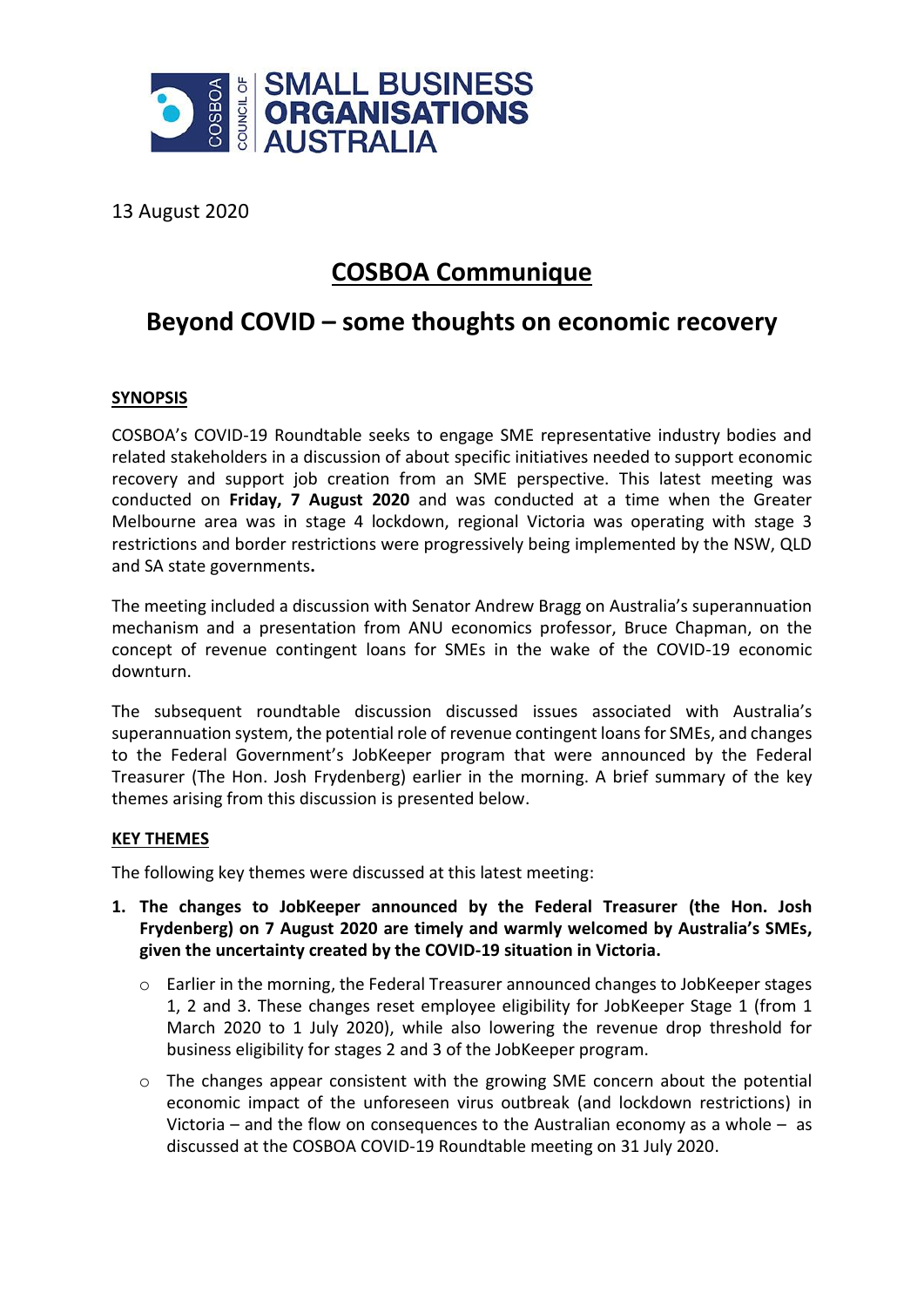13 August 2020

# COSBOA Communique

## Beyond COVID – some thoughts on economic recovery

### SYNOPSIS

COSBOA's COVID-19 Roundtable seeks to engage SME representative industry bodies and related stakeholders in a discussion of about specific initiatives needed to support economic recovery and support job creation from an SME perspective. This latest meeting was conducted on **Friday, 7 August 2020** and was conducted at a time when the Greater Melbourne area was in stage 4 lockdown, regional Victoria was operating with stage 3 restrictions and border restrictions were progressively being implemented by the NSW, QLD and SA state governments**.**

The meeting included a discussion with Senator Andrew Bragg on Australia's superannuation mechanism and a presentation from ANU economics professor, Bruce Chapman, on the concept of revenue contingent loans for SMEs in the wake of the COVID-19 economic downturn.

The subsequent roundtable discussion discussed issues associated with Australia's superannuation system, the potential role of revenue contingent loans for SMEs, and changes to the Federal Government's JobKeeper program that were announced by the Federal Treasurer (The Hon. Josh Frydenberg) earlier in the morning. A brief summary of the key themes arising from this discussion is presented below.

### KEY THEMES

The following key themes were discussed at this latest meeting:

1. **The changes to JobKeeper announced by the Federal Treasurer (the Hon. Josh Frydenberg) on 7 August 2020 are timely and warmly welcomed by Australia's SMEs, given the uncertainty created by the COVID-19 situation in Victoria.**
   - Earlier in the morning, the Federal Treasurer announced changes to JobKeeper stages 1, 2 and 3. These changes reset employee eligibility for JobKeeper Stage 1 (from 1 March 2020 to 1 July 2020), while also lowering the revenue drop threshold for business eligibility for stages 2 and 3 of the JobKeeper program.
   - The changes appear consistent with the growing SME concern about the potential economic impact of the unforeseen virus outbreak (and lockdown restrictions) in Victoria – and the flow on consequences to the Australian economy as a whole – as discussed at the COSBOA COVID-19 Roundtable meeting on 31 July 2020.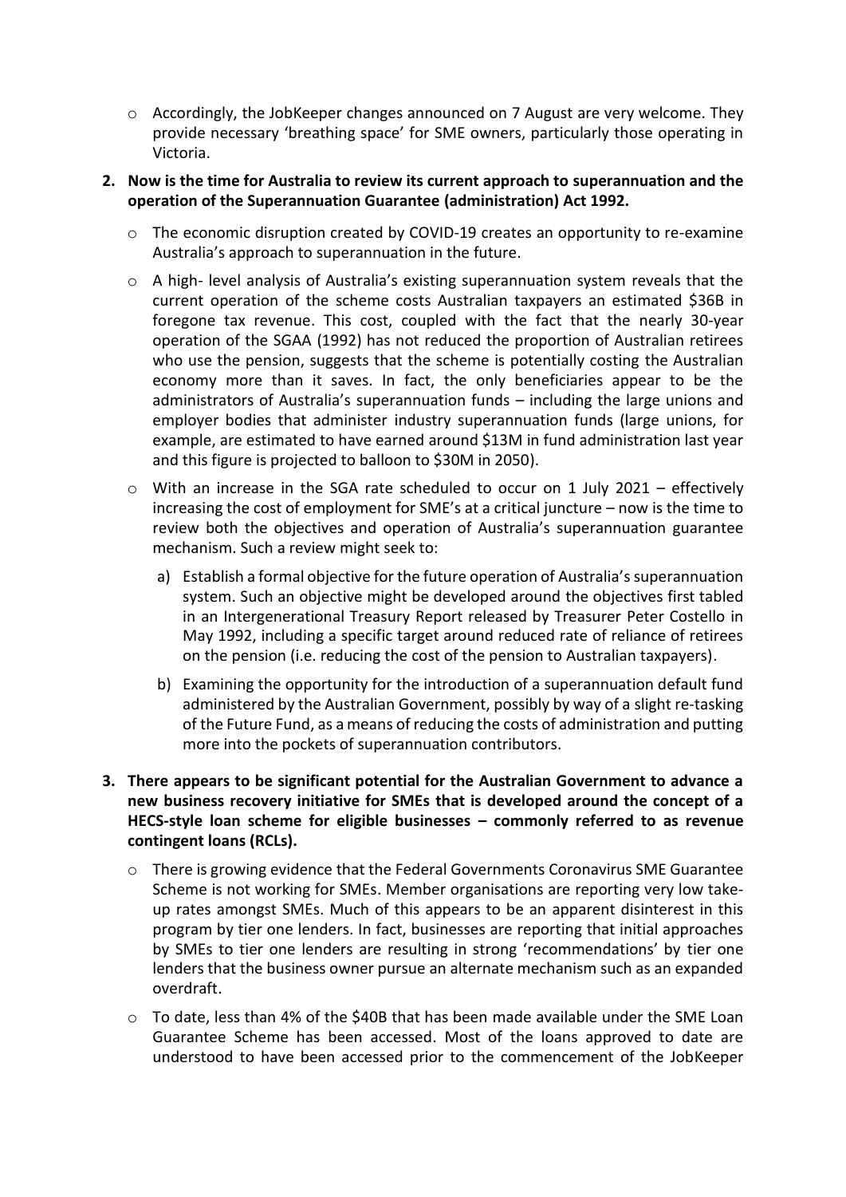- Accordingly, the JobKeeper changes announced on 7 August are very welcome. They provide necessary 'breathing space' for SME owners, particularly those operating in Victoria.

**2. Now is the time for Australia to review its current approach to superannuation and the operation of the Superannuation Guarantee (administration) Act 1992.**

- The economic disruption created by COVID-19 creates an opportunity to re-examine Australia's approach to superannuation in the future.
- A high- level analysis of Australia's existing superannuation system reveals that the current operation of the scheme costs Australian taxpayers an estimated $36B in foregone tax revenue. This cost, coupled with the fact that the nearly 30-year operation of the SGAA (1992) has not reduced the proportion of Australian retirees who use the pension, suggests that the scheme is potentially costing the Australian economy more than it saves. In fact, the only beneficiaries appear to be the administrators of Australia's superannuation funds – including the large unions and employer bodies that administer industry superannuation funds (large unions, for example, are estimated to have earned around $13M in fund administration last year and this figure is projected to balloon to $30M in 2050).
- With an increase in the SGA rate scheduled to occur on 1 July 2021 – effectively increasing the cost of employment for SME's at a critical juncture – now is the time to review both the objectives and operation of Australia's superannuation guarantee mechanism. Such a review might seek to:
  a) Establish a formal objective for the future operation of Australia's superannuation system. Such an objective might be developed around the objectives first tabled in an Intergenerational Treasury Report released by Treasurer Peter Costello in May 1992, including a specific target around reduced rate of reliance of retirees on the pension (i.e. reducing the cost of the pension to Australian taxpayers).
  b) Examining the opportunity for the introduction of a superannuation default fund administered by the Australian Government, possibly by way of a slight re-tasking of the Future Fund, as a means of reducing the costs of administration and putting more into the pockets of superannuation contributors.

**3. There appears to be significant potential for the Australian Government to advance a new business recovery initiative for SMEs that is developed around the concept of a HECS-style loan scheme for eligible businesses – commonly referred to as revenue contingent loans (RCLs).**

- There is growing evidence that the Federal Governments Coronavirus SME Guarantee Scheme is not working for SMEs. Member organisations are reporting very low take-up rates amongst SMEs. Much of this appears to be an apparent disinterest in this program by tier one lenders. In fact, businesses are reporting that initial approaches by SMEs to tier one lenders are resulting in strong 'recommendations' by tier one lenders that the business owner pursue an alternate mechanism such as an expanded overdraft.
- To date, less than 4% of the $40B that has been made available under the SME Loan Guarantee Scheme has been accessed. Most of the loans approved to date are understood to have been accessed prior to the commencement of the JobKeeper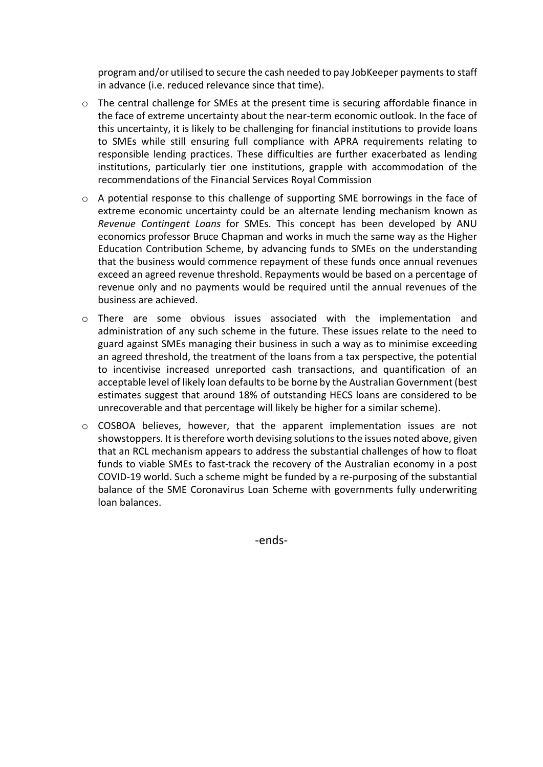program and/or utilised to secure the cash needed to pay JobKeeper payments to staff in advance (i.e. reduced relevance since that time).

- The central challenge for SMEs at the present time is securing affordable finance in the face of extreme uncertainty about the near-term economic outlook. In the face of this uncertainty, it is likely to be challenging for financial institutions to provide loans to SMEs while still ensuring full compliance with APRA requirements relating to responsible lending practices. These difficulties are further exacerbated as lending institutions, particularly tier one institutions, grapple with accommodation of the recommendations of the Financial Services Royal Commission
- A potential response to this challenge of supporting SME borrowings in the face of extreme economic uncertainty could be an alternate lending mechanism known as *Revenue Contingent Loans* for SMEs. This concept has been developed by ANU economics professor Bruce Chapman and works in much the same way as the Higher Education Contribution Scheme, by advancing funds to SMEs on the understanding that the business would commence repayment of these funds once annual revenues exceed an agreed revenue threshold. Repayments would be based on a percentage of revenue only and no payments would be required until the annual revenues of the business are achieved.
- There are some obvious issues associated with the implementation and administration of any such scheme in the future. These issues relate to the need to guard against SMEs managing their business in such a way as to minimise exceeding an agreed threshold, the treatment of the loans from a tax perspective, the potential to incentivise increased unreported cash transactions, and quantification of an acceptable level of likely loan defaults to be borne by the Australian Government (best estimates suggest that around 18% of outstanding HECS loans are considered to be unrecoverable and that percentage will likely be higher for a similar scheme).
- COSBOA believes, however, that the apparent implementation issues are not showstoppers. It is therefore worth devising solutions to the issues noted above, given that an RCL mechanism appears to address the substantial challenges of how to float funds to viable SMEs to fast-track the recovery of the Australian economy in a post COVID-19 world. Such a scheme might be funded by a re-purposing of the substantial balance of the SME Coronavirus Loan Scheme with governments fully underwriting loan balances.

-ends-